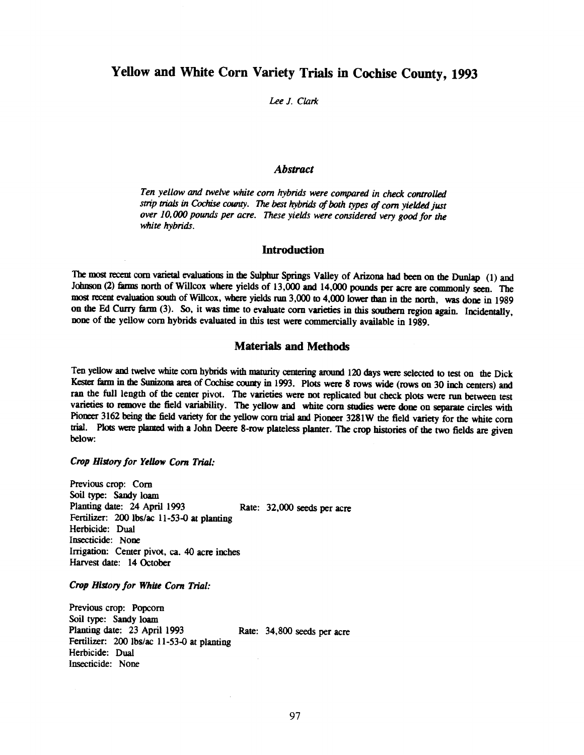# Yellow and White Corn Variety Trials in Cochise County, 1993

*Lee J. Clark*

## *Abstract*

*Ten yellow and twelve white corn hybrids were compared in check controlled strip trials in Cochise county. The best hybrids of both types of corn yielded just over 10,000 pounds per acre. These yields were considered very good for the white hybrids.*

## Introduction

The most recent corn varietal evaluations in the Sulphur Springs Valley of Arizona had been on the Dunlap (1) and Johnson (2) farms north of Willcox where yields of 13,000 and 14,000 pounds per acre are commonly seen. The most recent evaluation south of Willcox, where yields run 3,000 to 4,000 lower than in the north, was done in 1989 on the Ed Curry farm (3). So, it was time to evaluate corn varieties in this southern region again. Incidentally, none of the yellow corn hybrids evaluated in this test were commercially available in 1989.

## Materials and Methods

Ten yellow and twelve white corn hybrids with maturity centering around 120 days were selected to test on the Dick Kester farm in the Sunizona area of Cochise county in 1993. Plots were 8 rows wide (rows on 30 inch centers) and ran the full length of the center pivot. The varieties were not replicated but check plots were run between test varieties to remove the field variability. The yellow and white corn studies were done on separate circles with Pioneer 3162 being the field variety for the yellow corn trial and Pioneer 3281W the field variety for the white corn trial. Plots were planted with a John Deere 8-row plateless planter. The crop histories of the two fields are given below:

***Crop History for Yellow Corn Trial:***

Previous crop: Corn
Soil type: Sandy loam
Planting date: 24 April 1993 Rate: 32,000 seeds per acre
Fertilizer: 200 lbs/ac 11-53-0 at planting
Herbicide: Dual
Insecticide: None
Irrigation: Center pivot, ca. 40 acre inches
Harvest date: 14 October

***Crop History for White Corn Trial:***

Previous crop: Popcorn
Soil type: Sandy loam
Planting date: 23 April 1993 Rate: 34,800 seeds per acre
Fertilizer: 200 lbs/ac 11-53-0 at planting
Herbicide: Dual
Insecticide: None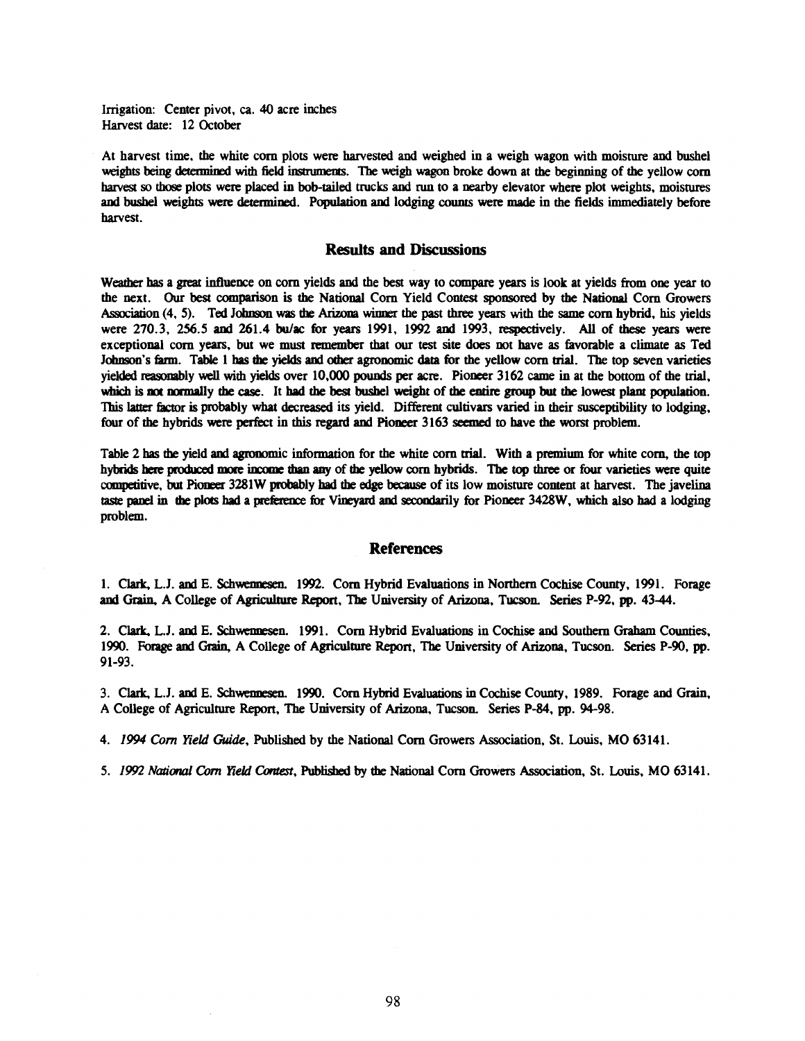Irrigation: Center pivot, ca. 40 acre inches
Harvest date: 12 October

At harvest time, the white corn plots were harvested and weighed in a weigh wagon with moisture and bushel weights being determined with field instruments. The weigh wagon broke down at the beginning of the yellow corn harvest so those plots were placed in bob-tailed trucks and run to a nearby elevator where plot weights, moistures and bushel weights were determined. Population and lodging counts were made in the fields immediately before harvest.

## Results and Discussions

Weather has a great influence on corn yields and the best way to compare years is look at yields from one year to the next. Our best comparison is the National Corn Yield Contest sponsored by the National Corn Growers Association (4, 5). Ted Johnson was the Arizona winner the past three years with the same corn hybrid, his yields were 270.3, 256.5 and 261.4 bu/ac for years 1991, 1992 and 1993, respectively. All of these years were exceptional corn years, but we must remember that our test site does not have as favorable a climate as Ted Johnson's farm. Table 1 has the yields and other agronomic data for the yellow corn trial. The top seven varieties yielded reasonably well with yields over 10,000 pounds per acre. Pioneer 3162 came in at the bottom of the trial, which is not normally the case. It had the best bushel weight of the entire group but the lowest plant population. This latter factor is probably what decreased its yield. Different cultivars varied in their susceptibility to lodging, four of the hybrids were perfect in this regard and Pioneer 3163 seemed to have the worst problem.

Table 2 has the yield and agronomic information for the white corn trial. With a premium for white corn, the top hybrids here produced more income than any of the yellow corn hybrids. The top three or four varieties were quite competitive, but Pioneer 3281W probably had the edge because of its low moisture content at harvest. The javelina taste panel in the plots had a preference for Vineyard and secondarily for Pioneer 3428W, which also had a lodging problem.

## References

1. Clark, L.J. and E. Schwennesen. 1992. Corn Hybrid Evaluations in Northern Cochise County, 1991. Forage and Grain, A College of Agriculture Report, The University of Arizona, Tucson. Series P-92, pp. 43-44.

2. Clark, L.J. and E. Schwennesen. 1991. Corn Hybrid Evaluations in Cochise and Southern Graham Counties, 1990. Forage and Grain, A College of Agriculture Report, The University of Arizona, Tucson. Series P-90, pp. 91-93.

3. Clark, L.J. and E. Schwennesen. 1990. Corn Hybrid Evaluations in Cochise County, 1989. Forage and Grain, A College of Agriculture Report, The University of Arizona, Tucson. Series P-84, pp. 94-98.

4. *1994 Corn Yield Guide*, Published by the National Corn Growers Association, St. Louis, MO 63141.

5. *1992 National Corn Yield Contest*, Published by the National Corn Growers Association, St. Louis, MO 63141.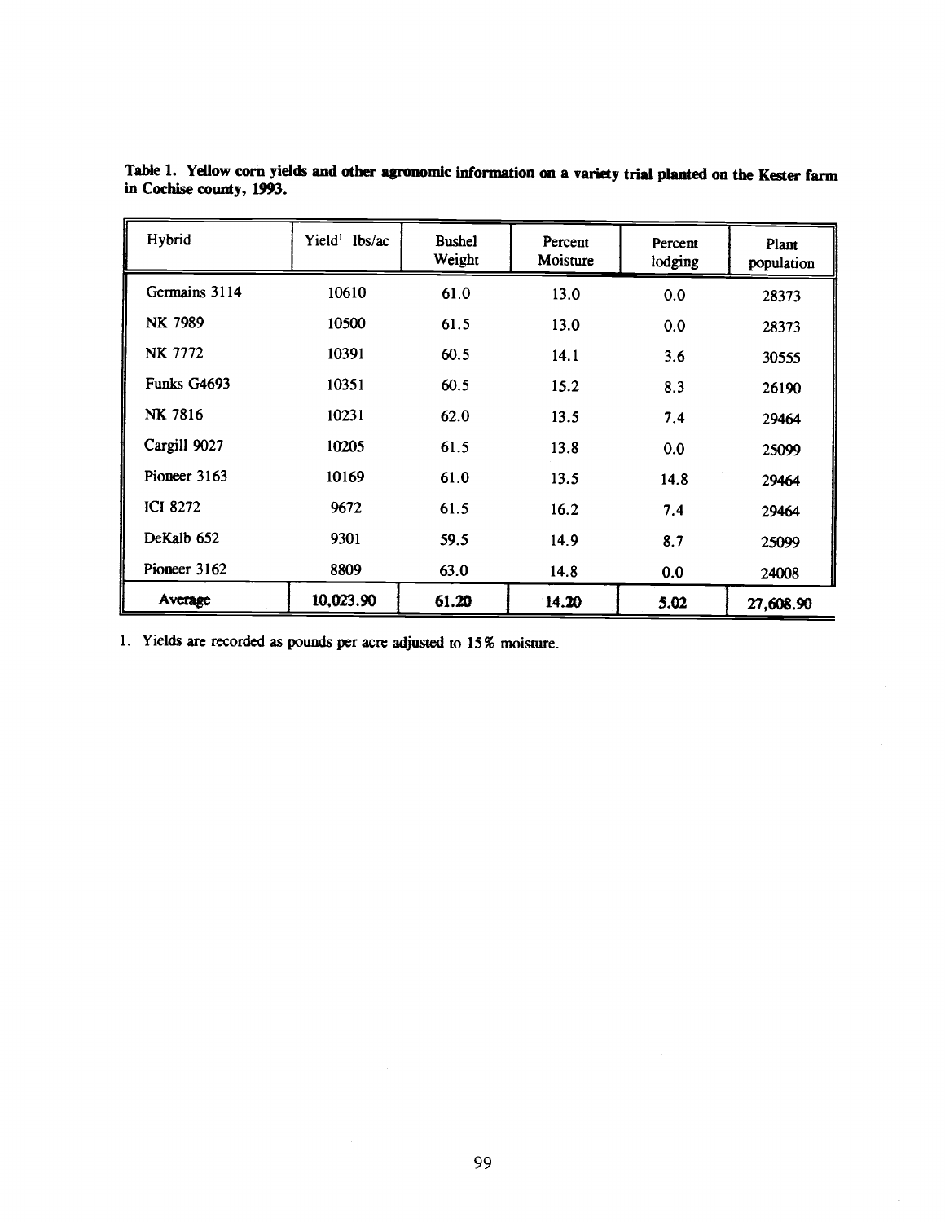**Table 1. Yellow corn yields and other agronomic information on a variety trial planted on the Kester farm in Cochise county, 1993.**

| Hybrid | Yield[1] lbs/ac | Bushel Weight | Percent Moisture | Percent lodging | Plant population |
|---|---|---|---|---|---|
| Germains 3114 | 10610 | 61.0 | 13.0 | 0.0 | 28373 |
| NK 7989 | 10500 | 61.5 | 13.0 | 0.0 | 28373 |
| NK 7772 | 10391 | 60.5 | 14.1 | 3.6 | 30555 |
| Funks G4693 | 10351 | 60.5 | 15.2 | 8.3 | 26190 |
| NK 7816 | 10231 | 62.0 | 13.5 | 7.4 | 29464 |
| Cargill 9027 | 10205 | 61.5 | 13.8 | 0.0 | 25099 |
| Pioneer 3163 | 10169 | 61.0 | 13.5 | 14.8 | 29464 |
| ICI 8272 | 9672 | 61.5 | 16.2 | 7.4 | 29464 |
| DeKalb 652 | 9301 | 59.5 | 14.9 | 8.7 | 25099 |
| Pioneer 3162 | 8809 | 63.0 | 14.8 | 0.0 | 24008 |
| **Average** | **10,023.90** | **61.20** | **14.20** | **5.02** | **27,608.90** |

1. Yields are recorded as pounds per acre adjusted to 15% moisture.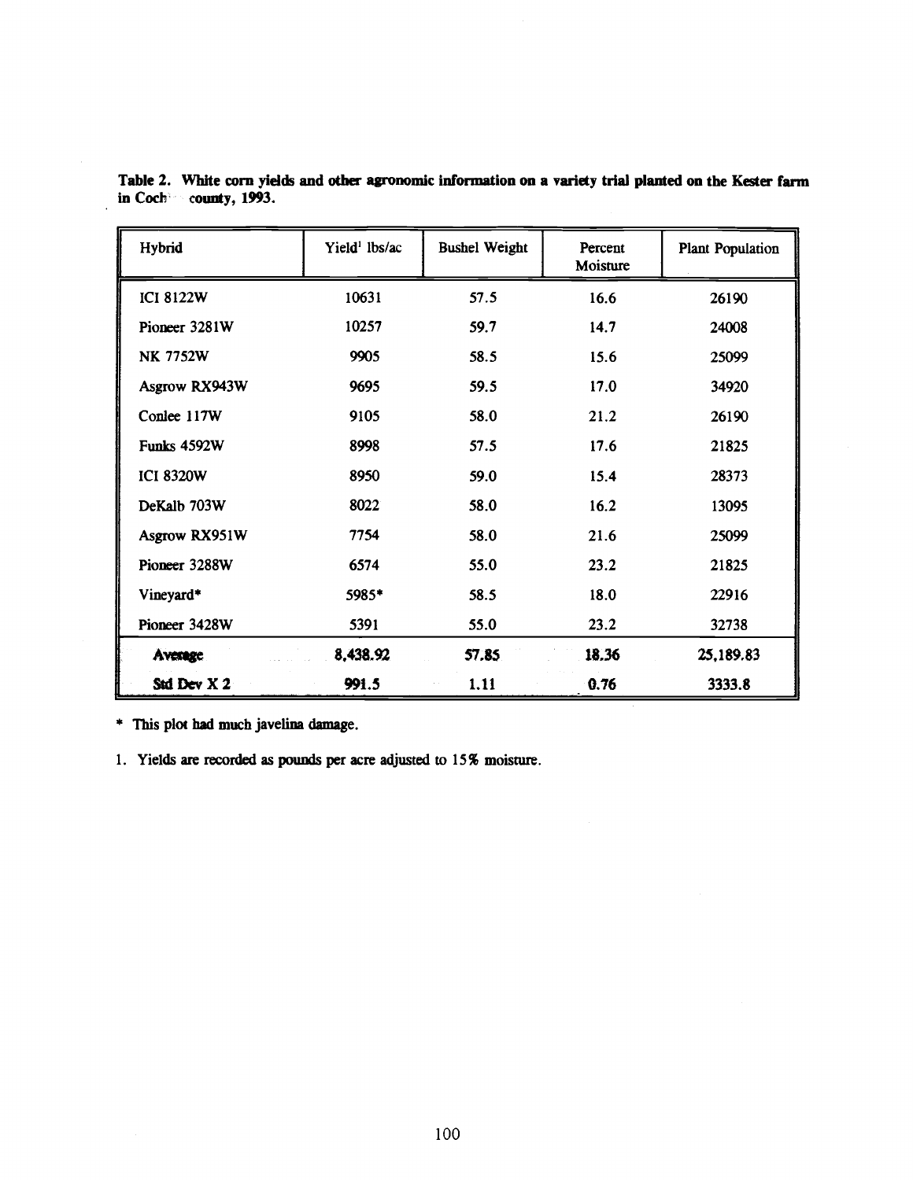**Table 2. White corn yields and other agronomic information on a variety trial planted on the Kester farm in Coch county, 1993.**

| Hybrid | Yield[1] lbs/ac | Bushel Weight | Percent Moisture | Plant Population |
|---|---|---|---|---|
| ICI 8122W | 10631 | 57.5 | 16.6 | 26190 |
| Pioneer 3281W | 10257 | 59.7 | 14.7 | 24008 |
| NK 7752W | 9905 | 58.5 | 15.6 | 25099 |
| Asgrow RX943W | 9695 | 59.5 | 17.0 | 34920 |
| Conlee 117W | 9105 | 58.0 | 21.2 | 26190 |
| Funks 4592W | 8998 | 57.5 | 17.6 | 21825 |
| ICI 8320W | 8950 | 59.0 | 15.4 | 28373 |
| DeKalb 703W | 8022 | 58.0 | 16.2 | 13095 |
| Asgrow RX951W | 7754 | 58.0 | 21.6 | 25099 |
| Pioneer 3288W | 6574 | 55.0 | 23.2 | 21825 |
| Vineyard* | 5985* | 58.5 | 18.0 | 22916 |
| Pioneer 3428W | 5391 | 55.0 | 23.2 | 32738 |
| **Average** | **8,438.92** | **57.85** | **18.36** | **25,189.83** |
| **Std Dev X 2** | **991.5** | **1.11** | **0.76** | **3333.8** |

\* This plot had much javelina damage.

1. Yields are recorded as pounds per acre adjusted to 15% moisture.